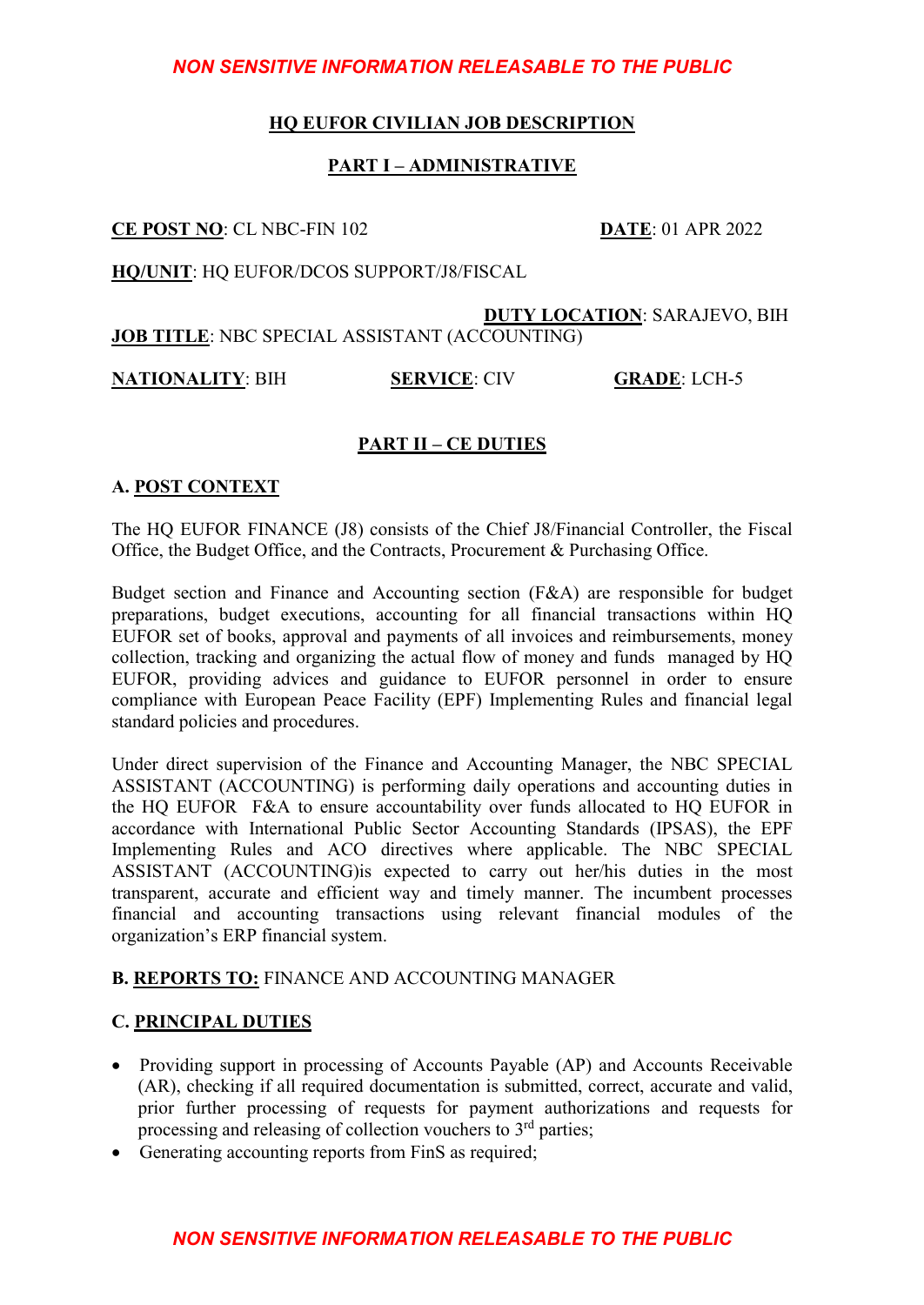**HQ EUFOR CIVILIAN JOB DESCRIPTION**

**PART I – ADMINISTRATIVE**

**CE POST NO**: CL NBC-FIN 102 **DATE**: 01 APR 2022

**HQ/UNIT**: HQ EUFOR/DCOS SUPPORT/J8/FISCAL

**DUTY LOCATION**: SARAJEVO, BIH

**JOB TITLE**: NBC SPECIAL ASSISTANT (ACCOUNTING)

**NATIONALITY**: BIH **SERVICE**: CIV **GRADE**: LCH-5

**PART II – CE DUTIES**

**A. POST CONTEXT**

The HQ EUFOR FINANCE (J8) consists of the Chief J8/Financial Controller, the Fiscal Office, the Budget Office, and the Contracts, Procurement & Purchasing Office.

Budget section and Finance and Accounting section (F&A) are responsible for budget preparations, budget executions, accounting for all financial transactions within HQ EUFOR set of books, approval and payments of all invoices and reimbursements, money collection, tracking and organizing the actual flow of money and funds managed by HQ EUFOR, providing advices and guidance to EUFOR personnel in order to ensure compliance with European Peace Facility (EPF) Implementing Rules and financial legal standard policies and procedures.

Under direct supervision of the Finance and Accounting Manager, the NBC SPECIAL ASSISTANT (ACCOUNTING) is performing daily operations and accounting duties in the HQ EUFOR F&A to ensure accountability over funds allocated to HQ EUFOR in accordance with International Public Sector Accounting Standards (IPSAS), the EPF Implementing Rules and ACO directives where applicable. The NBC SPECIAL ASSISTANT (ACCOUNTING)is expected to carry out her/his duties in the most transparent, accurate and efficient way and timely manner. The incumbent processes financial and accounting transactions using relevant financial modules of the organization's ERP financial system.

**B. REPORTS TO:** FINANCE AND ACCOUNTING MANAGER

**C. PRINCIPAL DUTIES**

- Providing support in processing of Accounts Payable (AP) and Accounts Receivable (AR), checking if all required documentation is submitted, correct, accurate and valid, prior further processing of requests for payment authorizations and requests for processing and releasing of collection vouchers to 3rd parties;
- Generating accounting reports from FinS as required;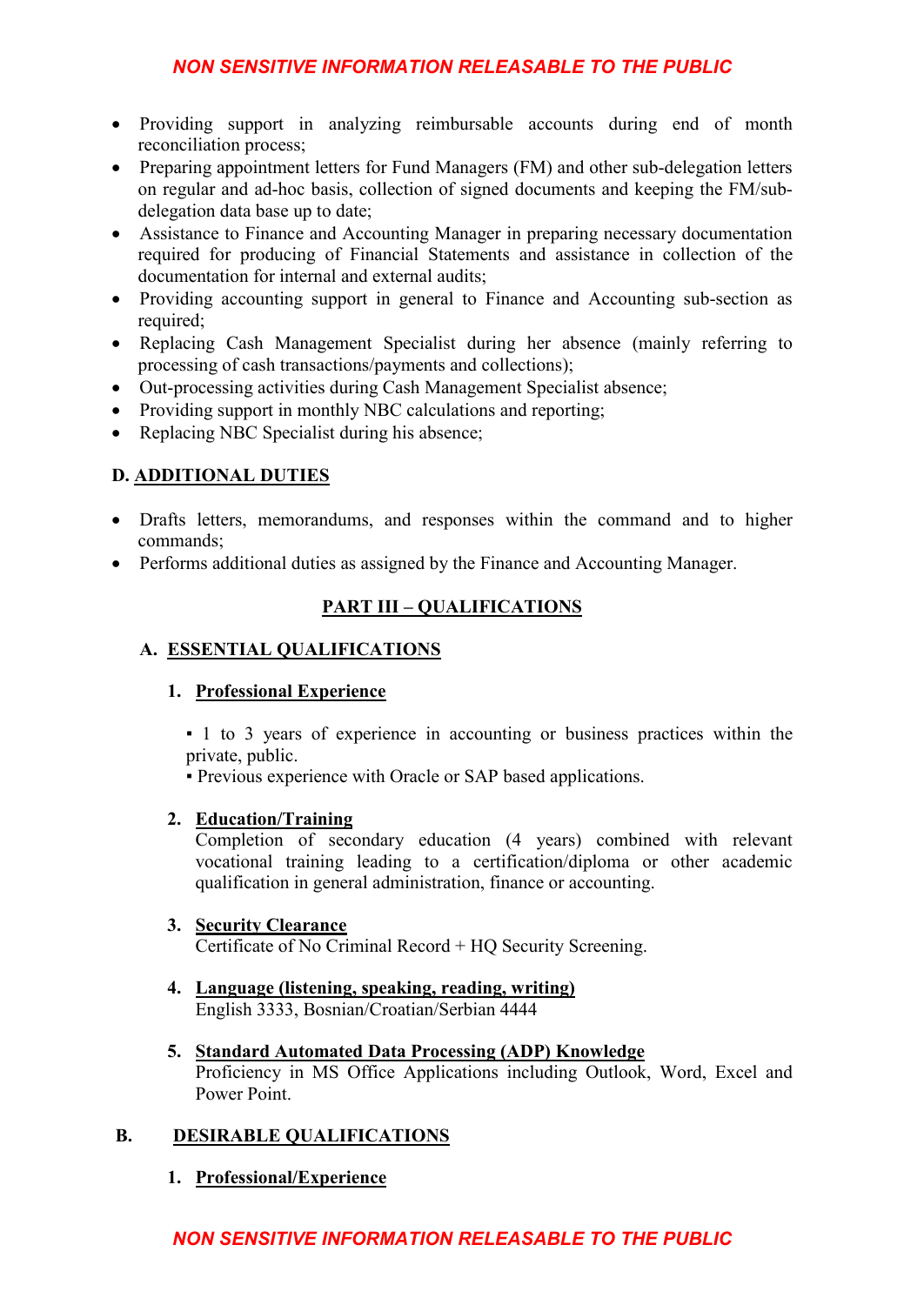- Providing support in analyzing reimbursable accounts during end of month reconciliation process;
- Preparing appointment letters for Fund Managers (FM) and other sub-delegation letters on regular and ad-hoc basis, collection of signed documents and keeping the FM/sub-delegation data base up to date;
- Assistance to Finance and Accounting Manager in preparing necessary documentation required for producing of Financial Statements and assistance in collection of the documentation for internal and external audits;
- Providing accounting support in general to Finance and Accounting sub-section as required;
- Replacing Cash Management Specialist during her absence (mainly referring to processing of cash transactions/payments and collections);
- Out-processing activities during Cash Management Specialist absence;
- Providing support in monthly NBC calculations and reporting;
- Replacing NBC Specialist during his absence;

### D. ADDITIONAL DUTIES

- Drafts letters, memorandums, and responses within the command and to higher commands;
- Performs additional duties as assigned by the Finance and Accounting Manager.

## PART III – QUALIFICATIONS

### A. ESSENTIAL QUALIFICATIONS

#### 1. Professional Experience

▪ 1 to 3 years of experience in accounting or business practices within the private, public.

▪ Previous experience with Oracle or SAP based applications.

#### 2. Education/Training

Completion of secondary education (4 years) combined with relevant vocational training leading to a certification/diploma or other academic qualification in general administration, finance or accounting.

#### 3. Security Clearance

Certificate of No Criminal Record + HQ Security Screening.

#### 4. Language (listening, speaking, reading, writing)

English 3333, Bosnian/Croatian/Serbian 4444

#### 5. Standard Automated Data Processing (ADP) Knowledge

Proficiency in MS Office Applications including Outlook, Word, Excel and Power Point.

### B. DESIRABLE QUALIFICATIONS

#### 1. Professional/Experience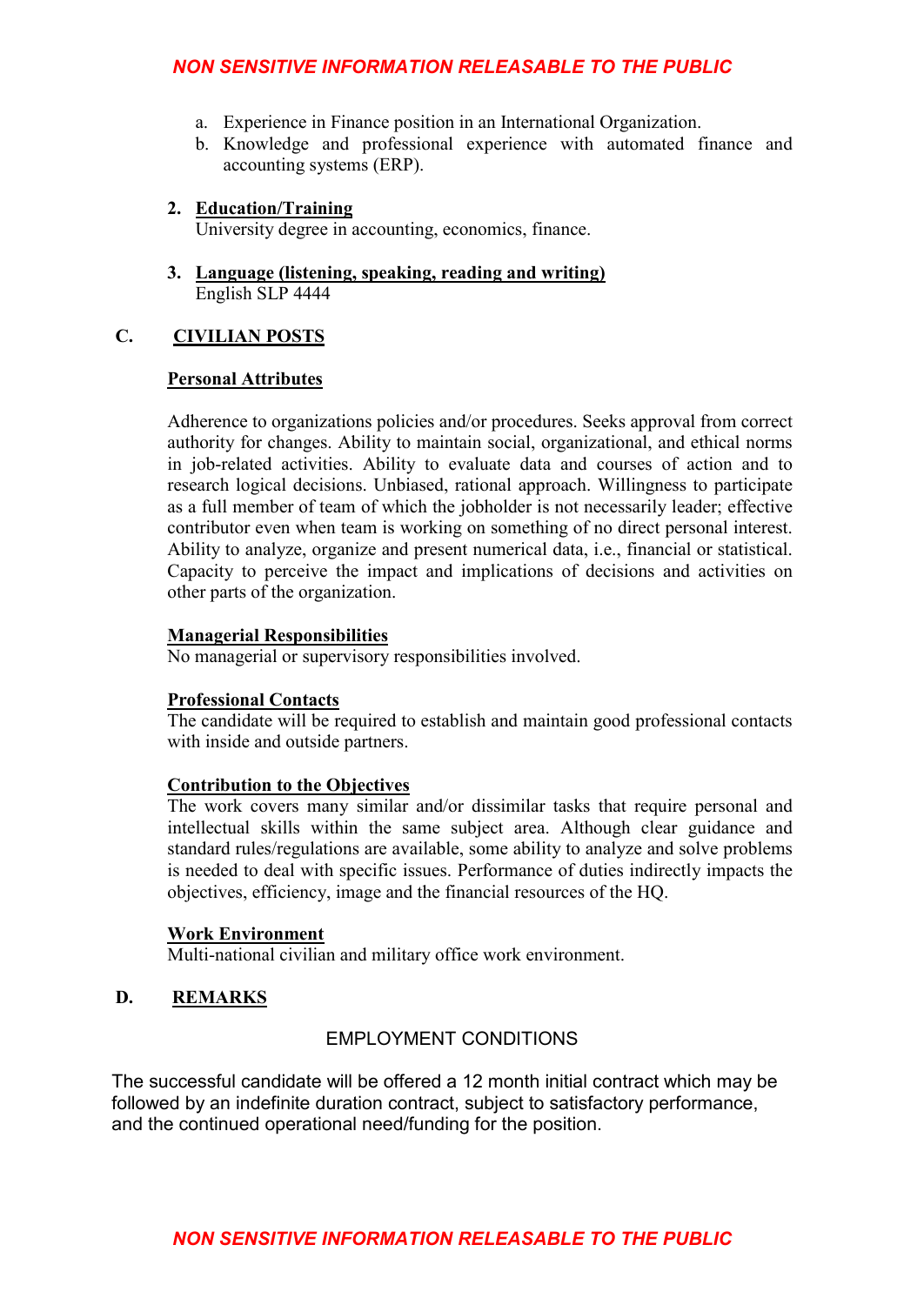a. Experience in Finance position in an International Organization.
b. Knowledge and professional experience with automated finance and accounting systems (ERP).

2. **Education/Training**
University degree in accounting, economics, finance.

3. **Language (listening, speaking, reading and writing)**
English SLP 4444

## C. CIVILIAN POSTS

**Personal Attributes**

Adherence to organizations policies and/or procedures. Seeks approval from correct authority for changes. Ability to maintain social, organizational, and ethical norms in job-related activities. Ability to evaluate data and courses of action and to research logical decisions. Unbiased, rational approach. Willingness to participate as a full member of team of which the jobholder is not necessarily leader; effective contributor even when team is working on something of no direct personal interest. Ability to analyze, organize and present numerical data, i.e., financial or statistical. Capacity to perceive the impact and implications of decisions and activities on other parts of the organization.

**Managerial Responsibilities**
No managerial or supervisory responsibilities involved.

**Professional Contacts**
The candidate will be required to establish and maintain good professional contacts with inside and outside partners.

**Contribution to the Objectives**
The work covers many similar and/or dissimilar tasks that require personal and intellectual skills within the same subject area. Although clear guidance and standard rules/regulations are available, some ability to analyze and solve problems is needed to deal with specific issues. Performance of duties indirectly impacts the objectives, efficiency, image and the financial resources of the HQ.

**Work Environment**
Multi-national civilian and military office work environment.

## D. REMARKS

EMPLOYMENT CONDITIONS

The successful candidate will be offered a 12 month initial contract which may be followed by an indefinite duration contract, subject to satisfactory performance, and the continued operational need/funding for the position.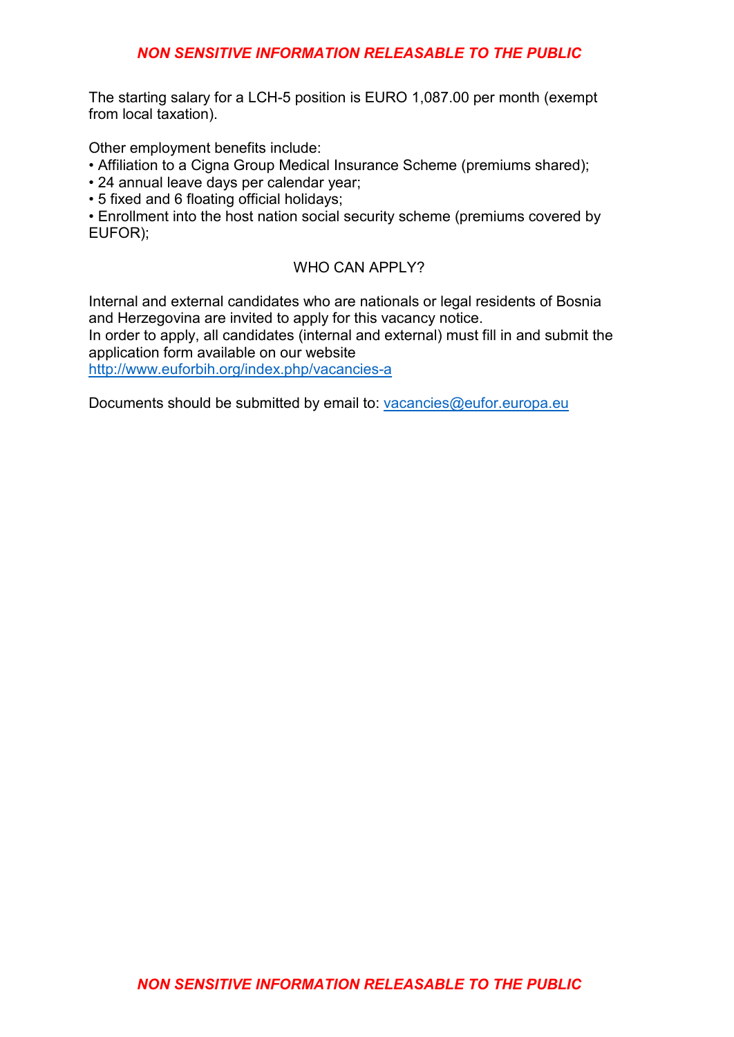The starting salary for a LCH-5 position is EURO 1,087.00 per month (exempt from local taxation).

Other employment benefits include:

- Affiliation to a Cigna Group Medical Insurance Scheme (premiums shared);
- 24 annual leave days per calendar year;
- 5 fixed and 6 floating official holidays;
- Enrollment into the host nation social security scheme (premiums covered by EUFOR);

## WHO CAN APPLY?

Internal and external candidates who are nationals or legal residents of Bosnia and Herzegovina are invited to apply for this vacancy notice.
In order to apply, all candidates (internal and external) must fill in and submit the application form available on our website
http://www.euforbih.org/index.php/vacancies-a

Documents should be submitted by email to: vacancies@eufor.europa.eu